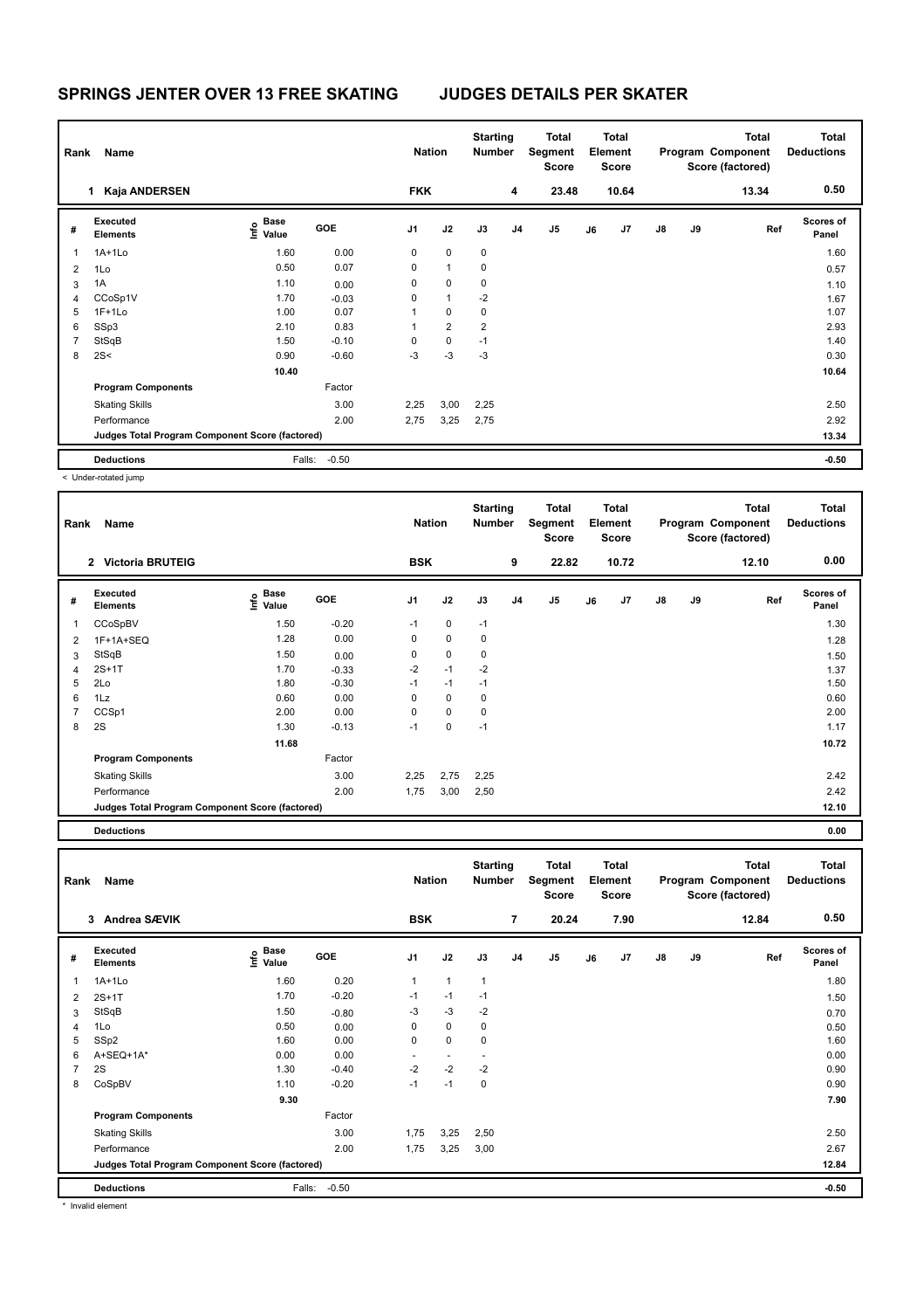# SPRINGS JENTER OVER 13 FREE SKATING JUDGES DETAILS PER SKATER

| Rank | Name | Nation | Starting Number | Total Segment Score | Total Element Score | Total Program Component Score (factored) | Total Deductions |
|---|---|---|---|---|---|---|---|
| 1 | Kaja ANDERSEN | FKK | 4 | 23.48 | 10.64 | 13.34 | 0.50 |

| # | Executed Elements | Info | Base Value | GOE | J1 | J2 | J3 | J4 | J5 | J6 | J7 | J8 | J9 | Ref | Scores of Panel |
|---|---|---|---|---|---|---|---|---|---|---|---|---|---|---|---|
| 1 | 1A+1Lo | | 1.60 | 0.00 | 0 | 0 | 0 | | | | | | | | 1.60 |
| 2 | 1Lo | | 0.50 | 0.07 | 0 | 1 | 0 | | | | | | | | 0.57 |
| 3 | 1A | | 1.10 | 0.00 | 0 | 0 | 0 | | | | | | | | 1.10 |
| 4 | CCoSp1V | | 1.70 | -0.03 | 0 | 1 | -2 | | | | | | | | 1.67 |
| 5 | 1F+1Lo | | 1.00 | 0.07 | 1 | 0 | 0 | | | | | | | | 1.07 |
| 6 | SSp3 | | 2.10 | 0.83 | 1 | 2 | 2 | | | | | | | | 2.93 |
| 7 | StSqB | | 1.50 | -0.10 | 0 | 0 | -1 | | | | | | | | 1.40 |
| 8 | 2S< | < | 0.90 | -0.60 | -3 | -3 | -3 | | | | | | | | 0.30 |
| | | | 10.40 | | | | | | | | | | | | 10.64 |
| | **Program Components** | | | Factor | | | | | | | | | | | |
| | Skating Skills | | | 3.00 | 2,25 | 3,00 | 2,25 | | | | | | | | 2.50 |
| | Performance | | | 2.00 | 2,75 | 3,25 | 2,75 | | | | | | | | 2.92 |
| | **Judges Total Program Component Score (factored)** | | | | | | | | | | | | | | 13.34 |
| | **Deductions** | | Falls: | -0.50 | | | | | | | | | | | -0.50 |

< Under-rotated jump

| Rank | Name | Nation | Starting Number | Total Segment Score | Total Element Score | Total Program Component Score (factored) | Total Deductions |
|---|---|---|---|---|---|---|---|
| 2 | Victoria BRUTEIG | BSK | 9 | 22.82 | 10.72 | 12.10 | 0.00 |

| # | Executed Elements | Info | Base Value | GOE | J1 | J2 | J3 | J4 | J5 | J6 | J7 | J8 | J9 | Ref | Scores of Panel |
|---|---|---|---|---|---|---|---|---|---|---|---|---|---|---|---|
| 1 | CCoSpBV | | 1.50 | -0.20 | -1 | 0 | -1 | | | | | | | | 1.30 |
| 2 | 1F+1A+SEQ | | 1.28 | 0.00 | 0 | 0 | 0 | | | | | | | | 1.28 |
| 3 | StSqB | | 1.50 | 0.00 | 0 | 0 | 0 | | | | | | | | 1.50 |
| 4 | 2S+1T | | 1.70 | -0.33 | -2 | -1 | -2 | | | | | | | | 1.37 |
| 5 | 2Lo | | 1.80 | -0.30 | -1 | -1 | -1 | | | | | | | | 1.50 |
| 6 | 1Lz | | 0.60 | 0.00 | 0 | 0 | 0 | | | | | | | | 0.60 |
| 7 | CCSp1 | | 2.00 | 0.00 | 0 | 0 | 0 | | | | | | | | 2.00 |
| 8 | 2S | | 1.30 | -0.13 | -1 | 0 | -1 | | | | | | | | 1.17 |
| | | | 11.68 | | | | | | | | | | | | 10.72 |
| | **Program Components** | | | Factor | | | | | | | | | | | |
| | Skating Skills | | | 3.00 | 2,25 | 2,75 | 2,25 | | | | | | | | 2.42 |
| | Performance | | | 2.00 | 1,75 | 3,00 | 2,50 | | | | | | | | 2.42 |
| | **Judges Total Program Component Score (factored)** | | | | | | | | | | | | | | 12.10 |
| | **Deductions** | | | | | | | | | | | | | | 0.00 |

| Rank | Name | Nation | Starting Number | Total Segment Score | Total Element Score | Total Program Component Score (factored) | Total Deductions |
|---|---|---|---|---|---|---|---|
| 3 | Andrea SÆVIK | BSK | 7 | 20.24 | 7.90 | 12.84 | 0.50 |

| # | Executed Elements | Info | Base Value | GOE | J1 | J2 | J3 | J4 | J5 | J6 | J7 | J8 | J9 | Ref | Scores of Panel |
|---|---|---|---|---|---|---|---|---|---|---|---|---|---|---|---|
| 1 | 1A+1Lo | | 1.60 | 0.20 | 1 | 1 | 1 | | | | | | | | 1.80 |
| 2 | 2S+1T | | 1.70 | -0.20 | -1 | -1 | -1 | | | | | | | | 1.50 |
| 3 | StSqB | | 1.50 | -0.80 | -3 | -3 | -2 | | | | | | | | 0.70 |
| 4 | 1Lo | | 0.50 | 0.00 | 0 | 0 | 0 | | | | | | | | 0.50 |
| 5 | SSp2 | | 1.60 | 0.00 | 0 | 0 | 0 | | | | | | | | 1.60 |
| 6 | A+SEQ+1A* | * | 0.00 | 0.00 | - | - | - | | | | | | | | 0.00 |
| 7 | 2S | | 1.30 | -0.40 | -2 | -2 | -2 | | | | | | | | 0.90 |
| 8 | CoSpBV | | 1.10 | -0.20 | -1 | -1 | 0 | | | | | | | | 0.90 |
| | | | 9.30 | | | | | | | | | | | | 7.90 |
| | **Program Components** | | | Factor | | | | | | | | | | | |
| | Skating Skills | | | 3.00 | 1,75 | 3,25 | 2,50 | | | | | | | | 2.50 |
| | Performance | | | 2.00 | 1,75 | 3,25 | 3,00 | | | | | | | | 2.67 |
| | **Judges Total Program Component Score (factored)** | | | | | | | | | | | | | | 12.84 |
| | **Deductions** | | Falls: | -0.50 | | | | | | | | | | | -0.50 |

\* Invalid element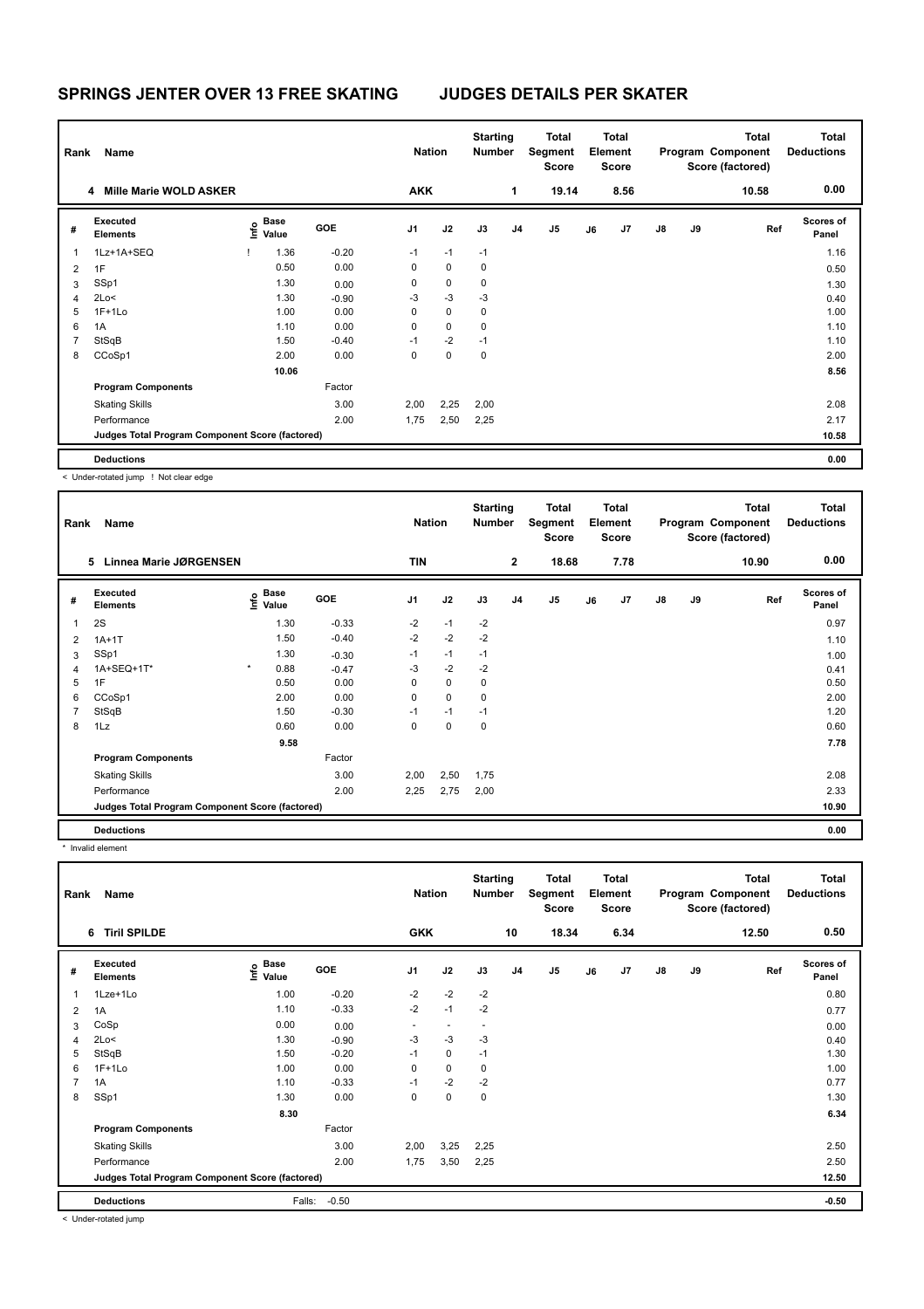# SPRINGS JENTER OVER 13 FREE SKATING JUDGES DETAILS PER SKATER

| Rank | Name | Nation | Starting Number | Total Segment Score | Total Element Score | Total Program Component Score (factored) | Total Deductions |
|---|---|---|---|---|---|---|---|
| 4 | Mille Marie WOLD ASKER | AKK | 1 | 19.14 | 8.56 | 10.58 | 0.00 |

| # | Executed Elements | Info | Base Value | GOE | J1 | J2 | J3 | J4 | J5 | J6 | J7 | J8 | J9 | Ref | Scores of Panel |
|---|---|---|---|---|---|---|---|---|---|---|---|---|---|---|---|
| 1 | 1Lz+1A+SEQ | ! | 1.36 | -0.20 | -1 | -1 | -1 | | | | | | | | 1.16 |
| 2 | 1F | | 0.50 | 0.00 | 0 | 0 | 0 | | | | | | | | 0.50 |
| 3 | SSp1 | | 1.30 | 0.00 | 0 | 0 | 0 | | | | | | | | 1.30 |
| 4 | 2Lo< | | 1.30 | -0.90 | -3 | -3 | -3 | | | | | | | | 0.40 |
| 5 | 1F+1Lo | | 1.00 | 0.00 | 0 | 0 | 0 | | | | | | | | 1.00 |
| 6 | 1A | | 1.10 | 0.00 | 0 | 0 | 0 | | | | | | | | 1.10 |
| 7 | StSqB | | 1.50 | -0.40 | -1 | -2 | -1 | | | | | | | | 1.10 |
| 8 | CCoSp1 | | 2.00 | 0.00 | 0 | 0 | 0 | | | | | | | | 2.00 |
| | | | 10.06 | | | | | | | | | | | | 8.56 |
| | Program Components | | | Factor | | | | | | | | | | | |
| | Skating Skills | | | 3.00 | 2,00 | 2,25 | 2,00 | | | | | | | | 2.08 |
| | Performance | | | 2.00 | 1,75 | 2,50 | 2,25 | | | | | | | | 2.17 |
| | Judges Total Program Component Score (factored) | | | | | | | | | | | | | | 10.58 |
| | Deductions | | | | | | | | | | | | | | 0.00 |

< Under-rotated jump ! Not clear edge

| Rank | Name | Nation | Starting Number | Total Segment Score | Total Element Score | Total Program Component Score (factored) | Total Deductions |
|---|---|---|---|---|---|---|---|
| 5 | Linnea Marie JØRGENSEN | TIN | 2 | 18.68 | 7.78 | 10.90 | 0.00 |

| # | Executed Elements | Info | Base Value | GOE | J1 | J2 | J3 | J4 | J5 | J6 | J7 | J8 | J9 | Ref | Scores of Panel |
|---|---|---|---|---|---|---|---|---|---|---|---|---|---|---|---|
| 1 | 2S | | 1.30 | -0.33 | -2 | -1 | -2 | | | | | | | | 0.97 |
| 2 | 1A+1T | | 1.50 | -0.40 | -2 | -2 | -2 | | | | | | | | 1.10 |
| 3 | SSp1 | | 1.30 | -0.30 | -1 | -1 | -1 | | | | | | | | 1.00 |
| 4 | 1A+SEQ+1T* | * | 0.88 | -0.47 | -3 | -2 | -2 | | | | | | | | 0.41 |
| 5 | 1F | | 0.50 | 0.00 | 0 | 0 | 0 | | | | | | | | 0.50 |
| 6 | CCoSp1 | | 2.00 | 0.00 | 0 | 0 | 0 | | | | | | | | 2.00 |
| 7 | StSqB | | 1.50 | -0.30 | -1 | -1 | -1 | | | | | | | | 1.20 |
| 8 | 1Lz | | 0.60 | 0.00 | 0 | 0 | 0 | | | | | | | | 0.60 |
| | | | 9.58 | | | | | | | | | | | | 7.78 |
| | Program Components | | | Factor | | | | | | | | | | | |
| | Skating Skills | | | 3.00 | 2,00 | 2,50 | 1,75 | | | | | | | | 2.08 |
| | Performance | | | 2.00 | 2,25 | 2,75 | 2,00 | | | | | | | | 2.33 |
| | Judges Total Program Component Score (factored) | | | | | | | | | | | | | | 10.90 |
| | Deductions | | | | | | | | | | | | | | 0.00 |

* Invalid element

| Rank | Name | Nation | Starting Number | Total Segment Score | Total Element Score | Total Program Component Score (factored) | Total Deductions |
|---|---|---|---|---|---|---|---|
| 6 | Tiril SPILDE | GKK | 10 | 18.34 | 6.34 | 12.50 | 0.50 |

| # | Executed Elements | Info | Base Value | GOE | J1 | J2 | J3 | J4 | J5 | J6 | J7 | J8 | J9 | Ref | Scores of Panel |
|---|---|---|---|---|---|---|---|---|---|---|---|---|---|---|---|
| 1 | 1Lze+1Lo | | 1.00 | -0.20 | -2 | -2 | -2 | | | | | | | | 0.80 |
| 2 | 1A | | 1.10 | -0.33 | -2 | -1 | -2 | | | | | | | | 0.77 |
| 3 | CoSp | | 0.00 | 0.00 | - | - | - | | | | | | | | 0.00 |
| 4 | 2Lo< | | 1.30 | -0.90 | -3 | -3 | -3 | | | | | | | | 0.40 |
| 5 | StSqB | | 1.50 | -0.20 | -1 | 0 | -1 | | | | | | | | 1.30 |
| 6 | 1F+1Lo | | 1.00 | 0.00 | 0 | 0 | 0 | | | | | | | | 1.00 |
| 7 | 1A | | 1.10 | -0.33 | -1 | -2 | -2 | | | | | | | | 0.77 |
| 8 | SSp1 | | 1.30 | 0.00 | 0 | 0 | 0 | | | | | | | | 1.30 |
| | | | 8.30 | | | | | | | | | | | | 6.34 |
| | Program Components | | | Factor | | | | | | | | | | | |
| | Skating Skills | | | 3.00 | 2,00 | 3,25 | 2,25 | | | | | | | | 2.50 |
| | Performance | | | 2.00 | 1,75 | 3,50 | 2,25 | | | | | | | | 2.50 |
| | Judges Total Program Component Score (factored) | | | | | | | | | | | | | | 12.50 |
| | Deductions | | Falls: | -0.50 | | | | | | | | | | | -0.50 |

< Under-rotated jump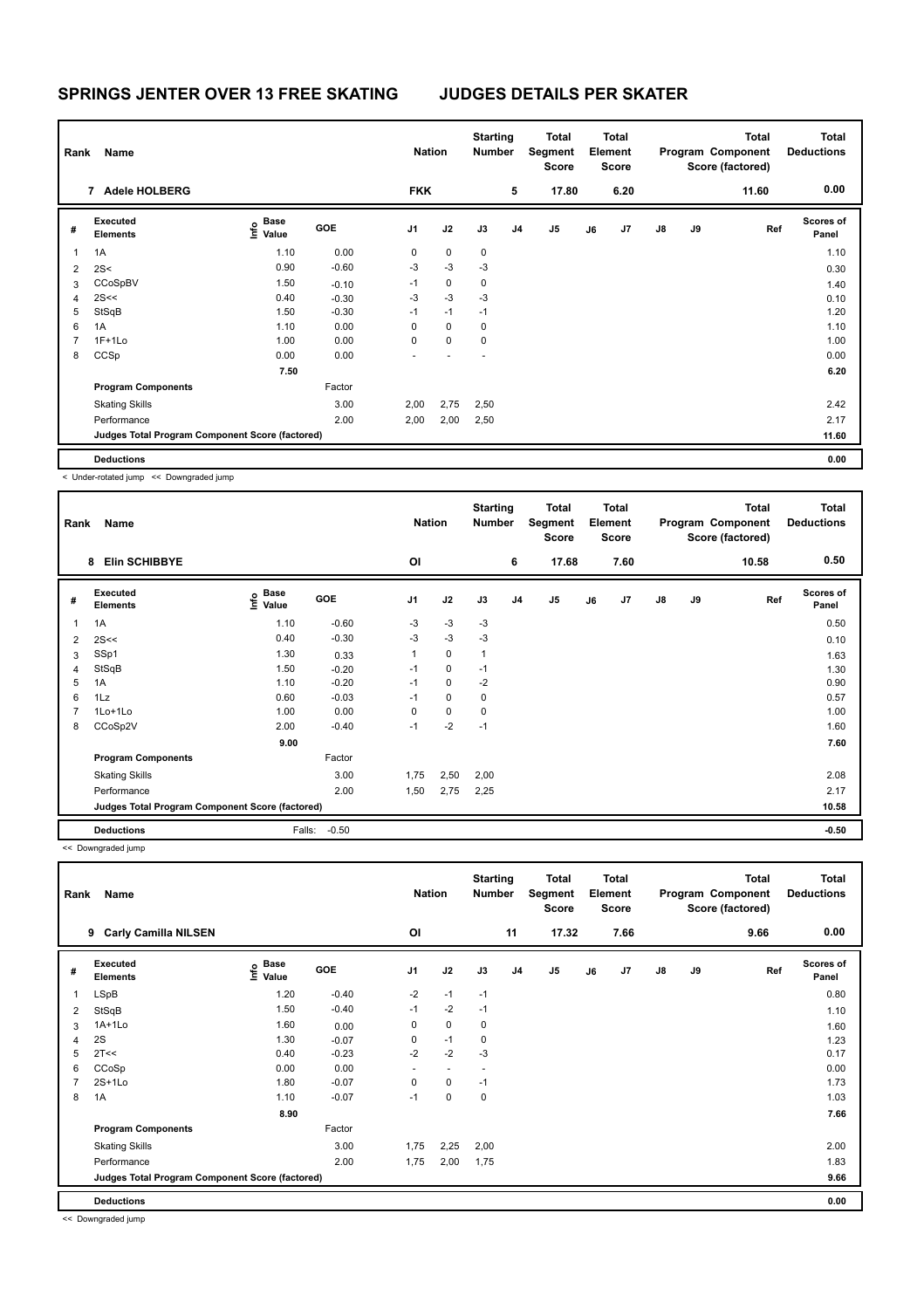# SPRINGS JENTER OVER 13 FREE SKATING — JUDGES DETAILS PER SKATER

| Rank | Name | Nation | Starting Number | Total Segment Score | Total Element Score | Total Program Component Score (factored) | Total Deductions |
|---|---|---|---|---|---|---|---|
| 7 | Adele HOLBERG | FKK | 5 | 17.80 | 6.20 | 11.60 | 0.00 |

| # | Executed Elements | Info | Base Value | GOE | J1 | J2 | J3 | J4 | J5 | J6 | J7 | J8 | J9 | Ref | Scores of Panel |
|---|---|---|---|---|---|---|---|---|---|---|---|---|---|---|---|
| 1 | 1A | | 1.10 | 0.00 | 0 | 0 | 0 | | | | | | | | 1.10 |
| 2 | 2S< | | 0.90 | -0.60 | -3 | -3 | -3 | | | | | | | | 0.30 |
| 3 | CCoSpBV | | 1.50 | -0.10 | -1 | 0 | 0 | | | | | | | | 1.40 |
| 4 | 2S<< | | 0.40 | -0.30 | -3 | -3 | -3 | | | | | | | | 0.10 |
| 5 | StSqB | | 1.50 | -0.30 | -1 | -1 | -1 | | | | | | | | 1.20 |
| 6 | 1A | | 1.10 | 0.00 | 0 | 0 | 0 | | | | | | | | 1.10 |
| 7 | 1F+1Lo | | 1.00 | 0.00 | 0 | 0 | 0 | | | | | | | | 1.00 |
| 8 | CCSp | | 0.00 | 0.00 | - | - | - | | | | | | | | 0.00 |
| | | | 7.50 | | | | | | | | | | | | 6.20 |
| | Program Components | | | Factor | | | | | | | | | | | |
| | Skating Skills | | | 3.00 | 2,00 | 2,75 | 2,50 | | | | | | | | 2.42 |
| | Performance | | | 2.00 | 2,00 | 2,00 | 2,50 | | | | | | | | 2.17 |
| | Judges Total Program Component Score (factored) | | | | | | | | | | | | | | 11.60 |
| | Deductions | | | | | | | | | | | | | | 0.00 |

< Under-rotated jump << Downgraded jump

| Rank | Name | Nation | Starting Number | Total Segment Score | Total Element Score | Total Program Component Score (factored) | Total Deductions |
|---|---|---|---|---|---|---|---|
| 8 | Elin SCHIBBYE | OI | 6 | 17.68 | 7.60 | 10.58 | 0.50 |

| # | Executed Elements | Info | Base Value | GOE | J1 | J2 | J3 | J4 | J5 | J6 | J7 | J8 | J9 | Ref | Scores of Panel |
|---|---|---|---|---|---|---|---|---|---|---|---|---|---|---|---|
| 1 | 1A | | 1.10 | -0.60 | -3 | -3 | -3 | | | | | | | | 0.50 |
| 2 | 2S<< | | 0.40 | -0.30 | -3 | -3 | -3 | | | | | | | | 0.10 |
| 3 | SSp1 | | 1.30 | 0.33 | 1 | 0 | 1 | | | | | | | | 1.63 |
| 4 | StSqB | | 1.50 | -0.20 | -1 | 0 | -1 | | | | | | | | 1.30 |
| 5 | 1A | | 1.10 | -0.20 | -1 | 0 | -2 | | | | | | | | 0.90 |
| 6 | 1Lz | | 0.60 | -0.03 | -1 | 0 | 0 | | | | | | | | 0.57 |
| 7 | 1Lo+1Lo | | 1.00 | 0.00 | 0 | 0 | 0 | | | | | | | | 1.00 |
| 8 | CCoSp2V | | 2.00 | -0.40 | -1 | -2 | -1 | | | | | | | | 1.60 |
| | | | 9.00 | | | | | | | | | | | | 7.60 |
| | Program Components | | | Factor | | | | | | | | | | | |
| | Skating Skills | | | 3.00 | 1,75 | 2,50 | 2,00 | | | | | | | | 2.08 |
| | Performance | | | 2.00 | 1,50 | 2,75 | 2,25 | | | | | | | | 2.17 |
| | Judges Total Program Component Score (factored) | | | | | | | | | | | | | | 10.58 |
| | Deductions | | Falls: | -0.50 | | | | | | | | | | | -0.50 |

<< Downgraded jump

| Rank | Name | Nation | Starting Number | Total Segment Score | Total Element Score | Total Program Component Score (factored) | Total Deductions |
|---|---|---|---|---|---|---|---|
| 9 | Carly Camilla NILSEN | OI | 11 | 17.32 | 7.66 | 9.66 | 0.00 |

| # | Executed Elements | Info | Base Value | GOE | J1 | J2 | J3 | J4 | J5 | J6 | J7 | J8 | J9 | Ref | Scores of Panel |
|---|---|---|---|---|---|---|---|---|---|---|---|---|---|---|---|
| 1 | LSpB | | 1.20 | -0.40 | -2 | -1 | -1 | | | | | | | | 0.80 |
| 2 | StSqB | | 1.50 | -0.40 | -1 | -2 | -1 | | | | | | | | 1.10 |
| 3 | 1A+1Lo | | 1.60 | 0.00 | 0 | 0 | 0 | | | | | | | | 1.60 |
| 4 | 2S | | 1.30 | -0.07 | 0 | -1 | 0 | | | | | | | | 1.23 |
| 5 | 2T<< | | 0.40 | -0.23 | -2 | -2 | -3 | | | | | | | | 0.17 |
| 6 | CCoSp | | 0.00 | 0.00 | - | - | - | | | | | | | | 0.00 |
| 7 | 2S+1Lo | | 1.80 | -0.07 | 0 | 0 | -1 | | | | | | | | 1.73 |
| 8 | 1A | | 1.10 | -0.07 | -1 | 0 | 0 | | | | | | | | 1.03 |
| | | | 8.90 | | | | | | | | | | | | 7.66 |
| | Program Components | | | Factor | | | | | | | | | | | |
| | Skating Skills | | | 3.00 | 1,75 | 2,25 | 2,00 | | | | | | | | 2.00 |
| | Performance | | | 2.00 | 1,75 | 2,00 | 1,75 | | | | | | | | 1.83 |
| | Judges Total Program Component Score (factored) | | | | | | | | | | | | | | 9.66 |
| | Deductions | | | | | | | | | | | | | | 0.00 |

<< Downgraded jump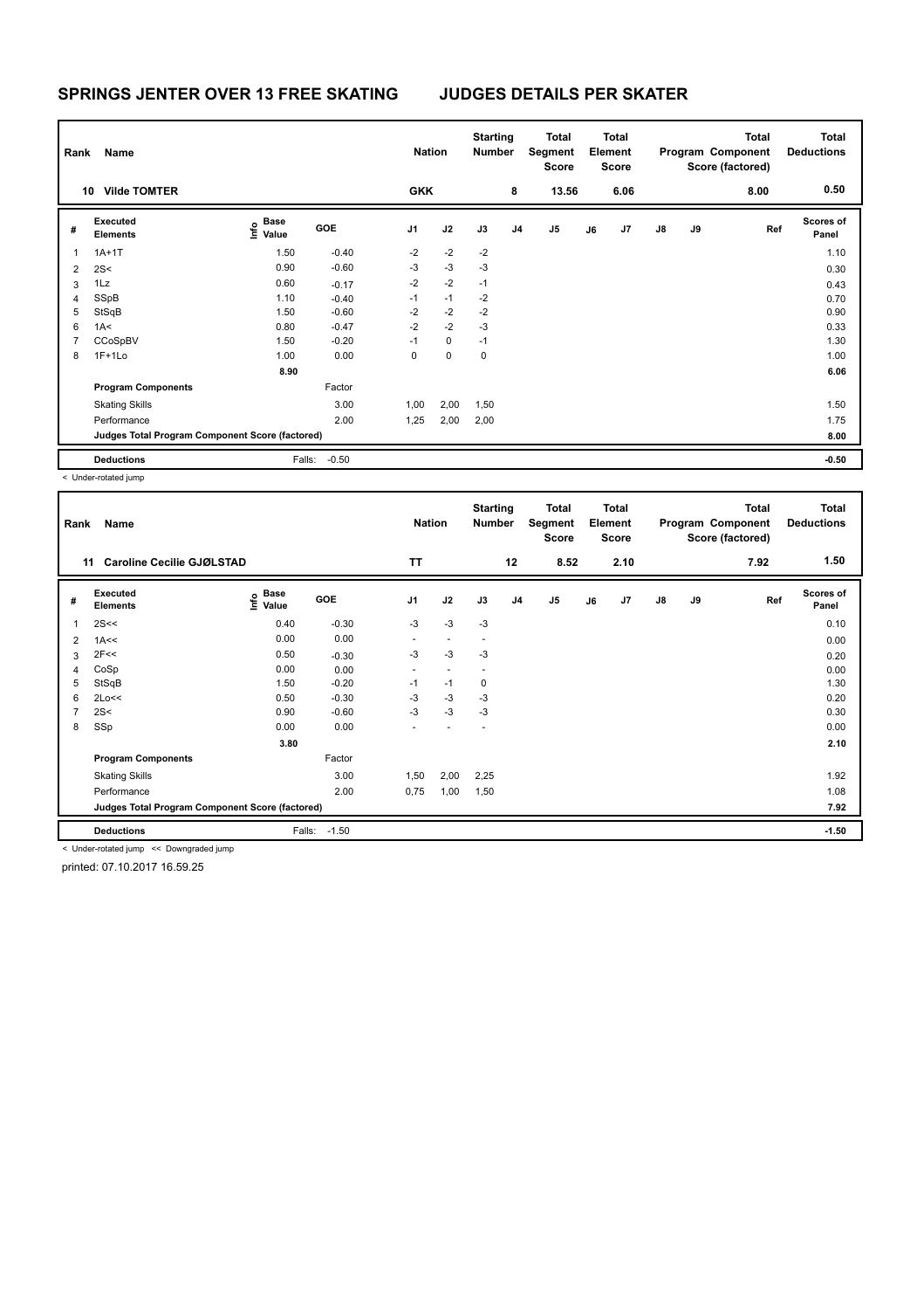## SPRINGS JENTER OVER 13 FREE SKATING JUDGES DETAILS PER SKATER

| Rank | Name | Nation | Starting Number | Total Segment Score | Total Element Score | Total Program Component Score (factored) | Total Deductions |
|---|---|---|---|---|---|---|---|
| 10 | Vilde TOMTER | GKK | 8 | 13.56 | 6.06 | 8.00 | 0.50 |

| # | Executed Elements | Info | Base Value | GOE | J1 | J2 | J3 | J4 | J5 | J6 | J7 | J8 | J9 | Ref | Scores of Panel |
|---|---|---|---|---|---|---|---|---|---|---|---|---|---|---|---|
| 1 | 1A+1T | | 1.50 | -0.40 | -2 | -2 | -2 | | | | | | | | 1.10 |
| 2 | 2S< | | 0.90 | -0.60 | -3 | -3 | -3 | | | | | | | | 0.30 |
| 3 | 1Lz | | 0.60 | -0.17 | -2 | -2 | -1 | | | | | | | | 0.43 |
| 4 | SSpB | | 1.10 | -0.40 | -1 | -1 | -2 | | | | | | | | 0.70 |
| 5 | StSqB | | 1.50 | -0.60 | -2 | -2 | -2 | | | | | | | | 0.90 |
| 6 | 1A< | | 0.80 | -0.47 | -2 | -2 | -3 | | | | | | | | 0.33 |
| 7 | CCoSpBV | | 1.50 | -0.20 | -1 | 0 | -1 | | | | | | | | 1.30 |
| 8 | 1F+1Lo | | 1.00 | 0.00 | 0 | 0 | 0 | | | | | | | | 1.00 |
| | | | 8.90 | | | | | | | | | | | | 6.06 |
| | **Program Components** | | | Factor | | | | | | | | | | | |
| | Skating Skills | | | 3.00 | 1,00 | 2,00 | 1,50 | | | | | | | | 1.50 |
| | Performance | | | 2.00 | 1,25 | 2,00 | 2,00 | | | | | | | | 1.75 |
| | **Judges Total Program Component Score (factored)** | | | | | | | | | | | | | | 8.00 |
| | **Deductions** | | Falls: | -0.50 | | | | | | | | | | | -0.50 |

< Under-rotated jump

| Rank | Name | Nation | Starting Number | Total Segment Score | Total Element Score | Total Program Component Score (factored) | Total Deductions |
|---|---|---|---|---|---|---|---|
| 11 | Caroline Cecilie GJØLSTAD | TT | 12 | 8.52 | 2.10 | 7.92 | 1.50 |

| # | Executed Elements | Info | Base Value | GOE | J1 | J2 | J3 | J4 | J5 | J6 | J7 | J8 | J9 | Ref | Scores of Panel |
|---|---|---|---|---|---|---|---|---|---|---|---|---|---|---|---|
| 1 | 2S<< | | 0.40 | -0.30 | -3 | -3 | -3 | | | | | | | | 0.10 |
| 2 | 1A<< | | 0.00 | 0.00 | - | - | - | | | | | | | | 0.00 |
| 3 | 2F<< | | 0.50 | -0.30 | -3 | -3 | -3 | | | | | | | | 0.20 |
| 4 | CoSp | | 0.00 | 0.00 | - | - | - | | | | | | | | 0.00 |
| 5 | StSqB | | 1.50 | -0.20 | -1 | -1 | 0 | | | | | | | | 1.30 |
| 6 | 2Lo<< | | 0.50 | -0.30 | -3 | -3 | -3 | | | | | | | | 0.20 |
| 7 | 2S< | | 0.90 | -0.60 | -3 | -3 | -3 | | | | | | | | 0.30 |
| 8 | SSp | | 0.00 | 0.00 | - | - | - | | | | | | | | 0.00 |
| | | | 3.80 | | | | | | | | | | | | 2.10 |
| | **Program Components** | | | Factor | | | | | | | | | | | |
| | Skating Skills | | | 3.00 | 1,50 | 2,00 | 2,25 | | | | | | | | 1.92 |
| | Performance | | | 2.00 | 0,75 | 1,00 | 1,50 | | | | | | | | 1.08 |
| | **Judges Total Program Component Score (factored)** | | | | | | | | | | | | | | 7.92 |
| | **Deductions** | | Falls: | -1.50 | | | | | | | | | | | -1.50 |

< Under-rotated jump << Downgraded jump

printed: 07.10.2017 16.59.25